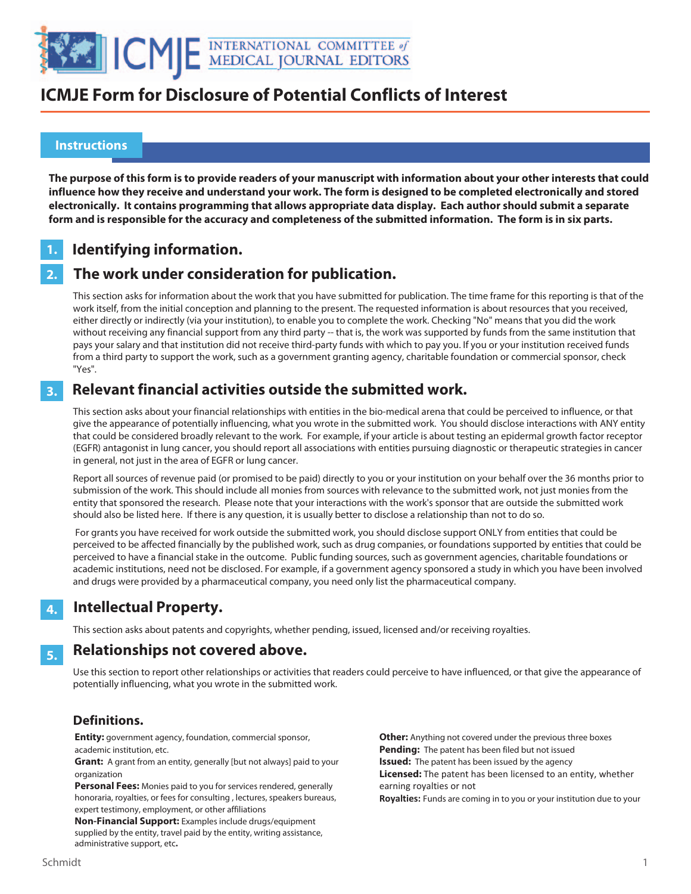# ICMJE Form for Disclosure of Potential Conflicts of Interest

## Instructions

**The purpose of this form is to provide readers of your manuscript with information about your other interests that could influence how they receive and understand your work. The form is designed to be completed electronically and stored electronically. It contains programming that allows appropriate data display. Each author should submit a separate form and is responsible for the accuracy and completeness of the submitted information. The form is in six parts.**

### 1. Identifying information.

### 2. The work under consideration for publication.

This section asks for information about the work that you have submitted for publication. The time frame for this reporting is that of the work itself, from the initial conception and planning to the present. The requested information is about resources that you received, either directly or indirectly (via your institution), to enable you to complete the work. Checking "No" means that you did the work without receiving any financial support from any third party -- that is, the work was supported by funds from the same institution that pays your salary and that institution did not receive third-party funds with which to pay you. If you or your institution received funds from a third party to support the work, such as a government granting agency, charitable foundation or commercial sponsor, check "Yes".

### 3. Relevant financial activities outside the submitted work.

This section asks about your financial relationships with entities in the bio-medical arena that could be perceived to influence, or that give the appearance of potentially influencing, what you wrote in the submitted work. You should disclose interactions with ANY entity that could be considered broadly relevant to the work. For example, if your article is about testing an epidermal growth factor receptor (EGFR) antagonist in lung cancer, you should report all associations with entities pursuing diagnostic or therapeutic strategies in cancer in general, not just in the area of EGFR or lung cancer.

Report all sources of revenue paid (or promised to be paid) directly to you or your institution on your behalf over the 36 months prior to submission of the work. This should include all monies from sources with relevance to the submitted work, not just monies from the entity that sponsored the research. Please note that your interactions with the work's sponsor that are outside the submitted work should also be listed here. If there is any question, it is usually better to disclose a relationship than not to do so.

For grants you have received for work outside the submitted work, you should disclose support ONLY from entities that could be perceived to be affected financially by the published work, such as drug companies, or foundations supported by entities that could be perceived to have a financial stake in the outcome. Public funding sources, such as government agencies, charitable foundations or academic institutions, need not be disclosed. For example, if a government agency sponsored a study in which you have been involved and drugs were provided by a pharmaceutical company, you need only list the pharmaceutical company.

### 4. Intellectual Property.

This section asks about patents and copyrights, whether pending, issued, licensed and/or receiving royalties.

### 5. Relationships not covered above.

Use this section to report other relationships or activities that readers could perceive to have influenced, or that give the appearance of potentially influencing, what you wrote in the submitted work.

### Definitions.

**Entity:** government agency, foundation, commercial sponsor, academic institution, etc.

**Grant:** A grant from an entity, generally [but not always] paid to your organization

**Personal Fees:** Monies paid to you for services rendered, generally honoraria, royalties, or fees for consulting , lectures, speakers bureaus, expert testimony, employment, or other affiliations

**Non-Financial Support:** Examples include drugs/equipment supplied by the entity, travel paid by the entity, writing assistance, administrative support, etc**.**

**Other:** Anything not covered under the previous three boxes

**Pending:** The patent has been filed but not issued

**Issued:** The patent has been issued by the agency

**Licensed:** The patent has been licensed to an entity, whether earning royalties or not

**Royalties:** Funds are coming in to you or your institution due to your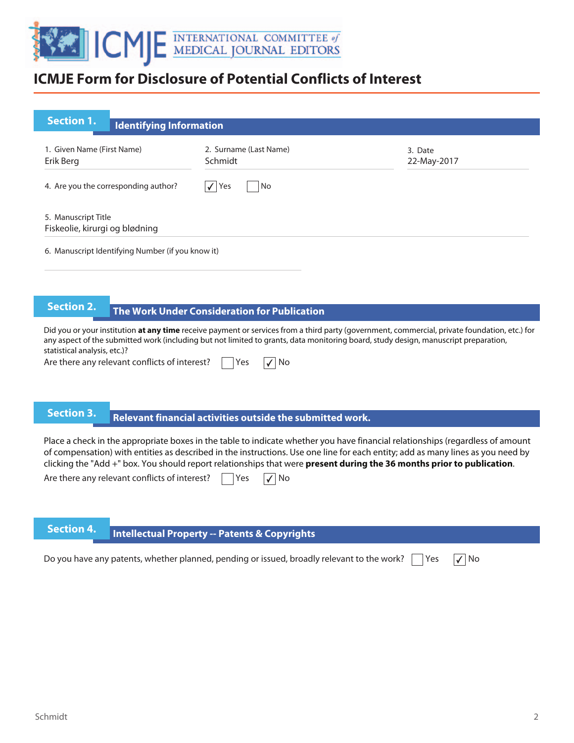# ICMJE Form for Disclosure of Potential Conflicts of Interest

## Section 1. Identifying Information

1. Given Name (First Name)
Erik Berg

2. Surname (Last Name)
Schmidt

3. Date
22-May-2017

4. Are you the corresponding author? ☑ Yes ☐ No

5. Manuscript Title
Fiskeolie, kirurgi og blødning

6. Manuscript Identifying Number (if you know it)

## Section 2. The Work Under Consideration for Publication

Did you or your institution **at any time** receive payment or services from a third party (government, commercial, private foundation, etc.) for any aspect of the submitted work (including but not limited to grants, data monitoring board, study design, manuscript preparation, statistical analysis, etc.)?

Are there any relevant conflicts of interest? ☐ Yes ☑ No

## Section 3. Relevant financial activities outside the submitted work.

Place a check in the appropriate boxes in the table to indicate whether you have financial relationships (regardless of amount of compensation) with entities as described in the instructions. Use one line for each entity; add as many lines as you need by clicking the "Add +" box. You should report relationships that were **present during the 36 months prior to publication**.

Are there any relevant conflicts of interest? ☐ Yes ☑ No

## Section 4. Intellectual Property -- Patents & Copyrights

Do you have any patents, whether planned, pending or issued, broadly relevant to the work? ☐ Yes ☑ No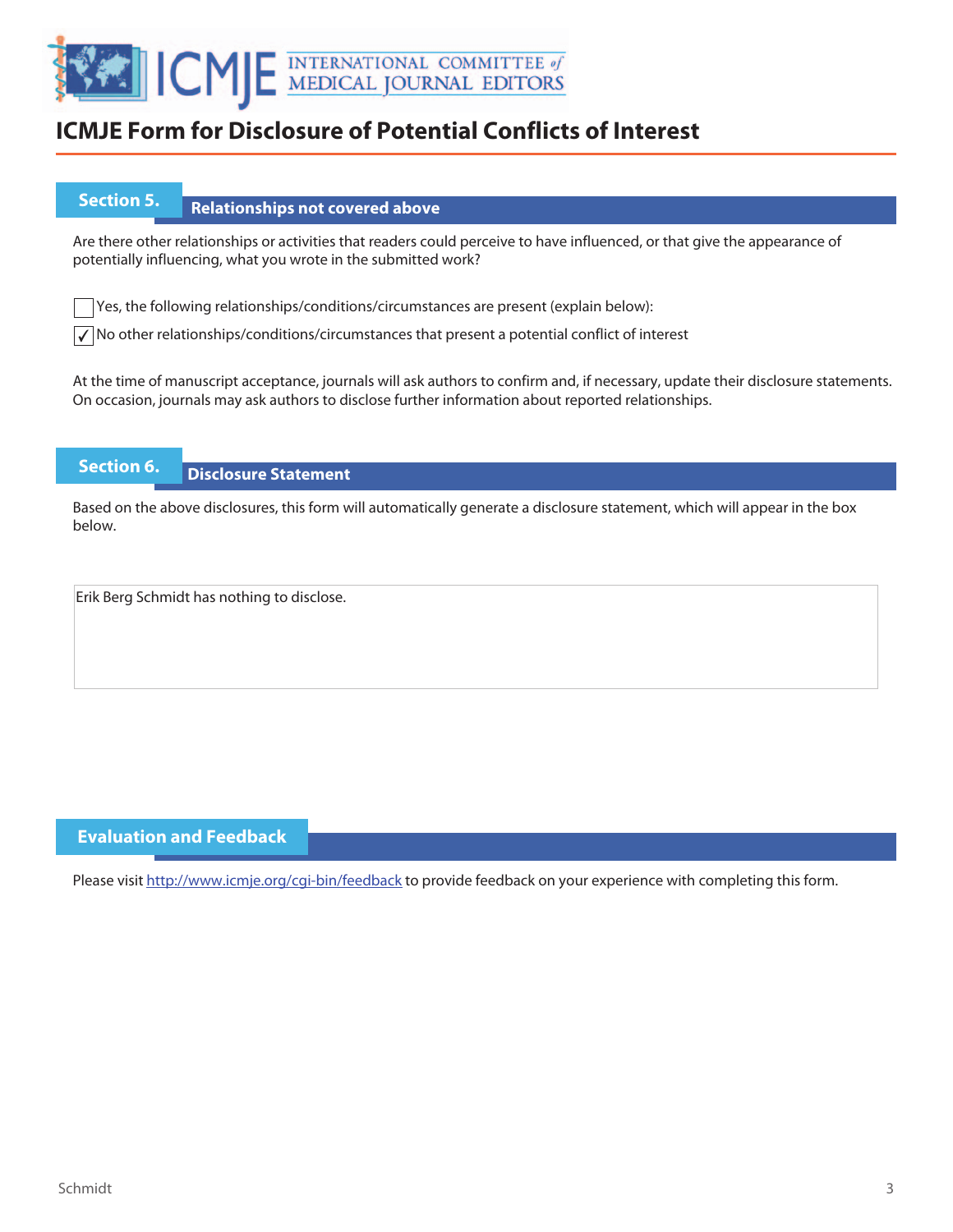# ICMJE Form for Disclosure of Potential Conflicts of Interest

## Section 5. Relationships not covered above

Are there other relationships or activities that readers could perceive to have influenced, or that give the appearance of potentially influencing, what you wrote in the submitted work?

☐ Yes, the following relationships/conditions/circumstances are present (explain below):

☑ No other relationships/conditions/circumstances that present a potential conflict of interest

At the time of manuscript acceptance, journals will ask authors to confirm and, if necessary, update their disclosure statements. On occasion, journals may ask authors to disclose further information about reported relationships.

## Section 6. Disclosure Statement

Based on the above disclosures, this form will automatically generate a disclosure statement, which will appear in the box below.

Erik Berg Schmidt has nothing to disclose.

## Evaluation and Feedback

Please visit http://www.icmje.org/cgi-bin/feedback to provide feedback on your experience with completing this form.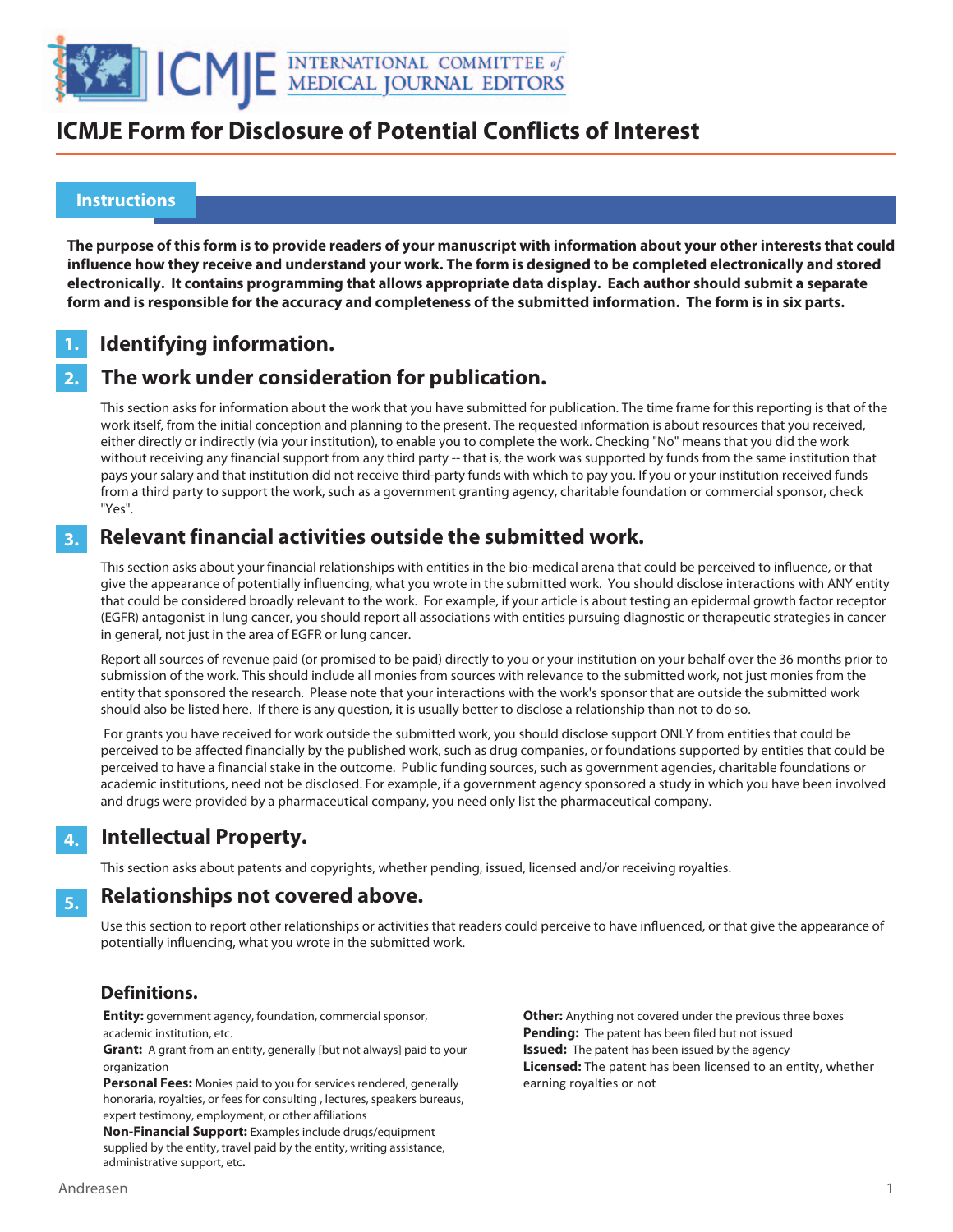# ICMJE Form for Disclosure of Potential Conflicts of Interest

## Instructions

**The purpose of this form is to provide readers of your manuscript with information about your other interests that could influence how they receive and understand your work. The form is designed to be completed electronically and stored electronically. It contains programming that allows appropriate data display. Each author should submit a separate form and is responsible for the accuracy and completeness of the submitted information. The form is in six parts.**

### 1. Identifying information.

### 2. The work under consideration for publication.

This section asks for information about the work that you have submitted for publication. The time frame for this reporting is that of the work itself, from the initial conception and planning to the present. The requested information is about resources that you received, either directly or indirectly (via your institution), to enable you to complete the work. Checking "No" means that you did the work without receiving any financial support from any third party -- that is, the work was supported by funds from the same institution that pays your salary and that institution did not receive third-party funds with which to pay you. If you or your institution received funds from a third party to support the work, such as a government granting agency, charitable foundation or commercial sponsor, check "Yes".

### 3. Relevant financial activities outside the submitted work.

This section asks about your financial relationships with entities in the bio-medical arena that could be perceived to influence, or that give the appearance of potentially influencing, what you wrote in the submitted work. You should disclose interactions with ANY entity that could be considered broadly relevant to the work. For example, if your article is about testing an epidermal growth factor receptor (EGFR) antagonist in lung cancer, you should report all associations with entities pursuing diagnostic or therapeutic strategies in cancer in general, not just in the area of EGFR or lung cancer.

Report all sources of revenue paid (or promised to be paid) directly to you or your institution on your behalf over the 36 months prior to submission of the work. This should include all monies from sources with relevance to the submitted work, not just monies from the entity that sponsored the research. Please note that your interactions with the work's sponsor that are outside the submitted work should also be listed here. If there is any question, it is usually better to disclose a relationship than not to do so.

For grants you have received for work outside the submitted work, you should disclose support ONLY from entities that could be perceived to be affected financially by the published work, such as drug companies, or foundations supported by entities that could be perceived to have a financial stake in the outcome. Public funding sources, such as government agencies, charitable foundations or academic institutions, need not be disclosed. For example, if a government agency sponsored a study in which you have been involved and drugs were provided by a pharmaceutical company, you need only list the pharmaceutical company.

### 4. Intellectual Property.

This section asks about patents and copyrights, whether pending, issued, licensed and/or receiving royalties.

### 5. Relationships not covered above.

Use this section to report other relationships or activities that readers could perceive to have influenced, or that give the appearance of potentially influencing, what you wrote in the submitted work.

### Definitions.

**Entity:** government agency, foundation, commercial sponsor, academic institution, etc.

**Grant:** A grant from an entity, generally [but not always] paid to your organization

**Personal Fees:** Monies paid to you for services rendered, generally honoraria, royalties, or fees for consulting , lectures, speakers bureaus, expert testimony, employment, or other affiliations

**Non-Financial Support:** Examples include drugs/equipment supplied by the entity, travel paid by the entity, writing assistance, administrative support, etc**.**

**Other:** Anything not covered under the previous three boxes

**Pending:** The patent has been filed but not issued

**Issued:** The patent has been issued by the agency

**Licensed:** The patent has been licensed to an entity, whether earning royalties or not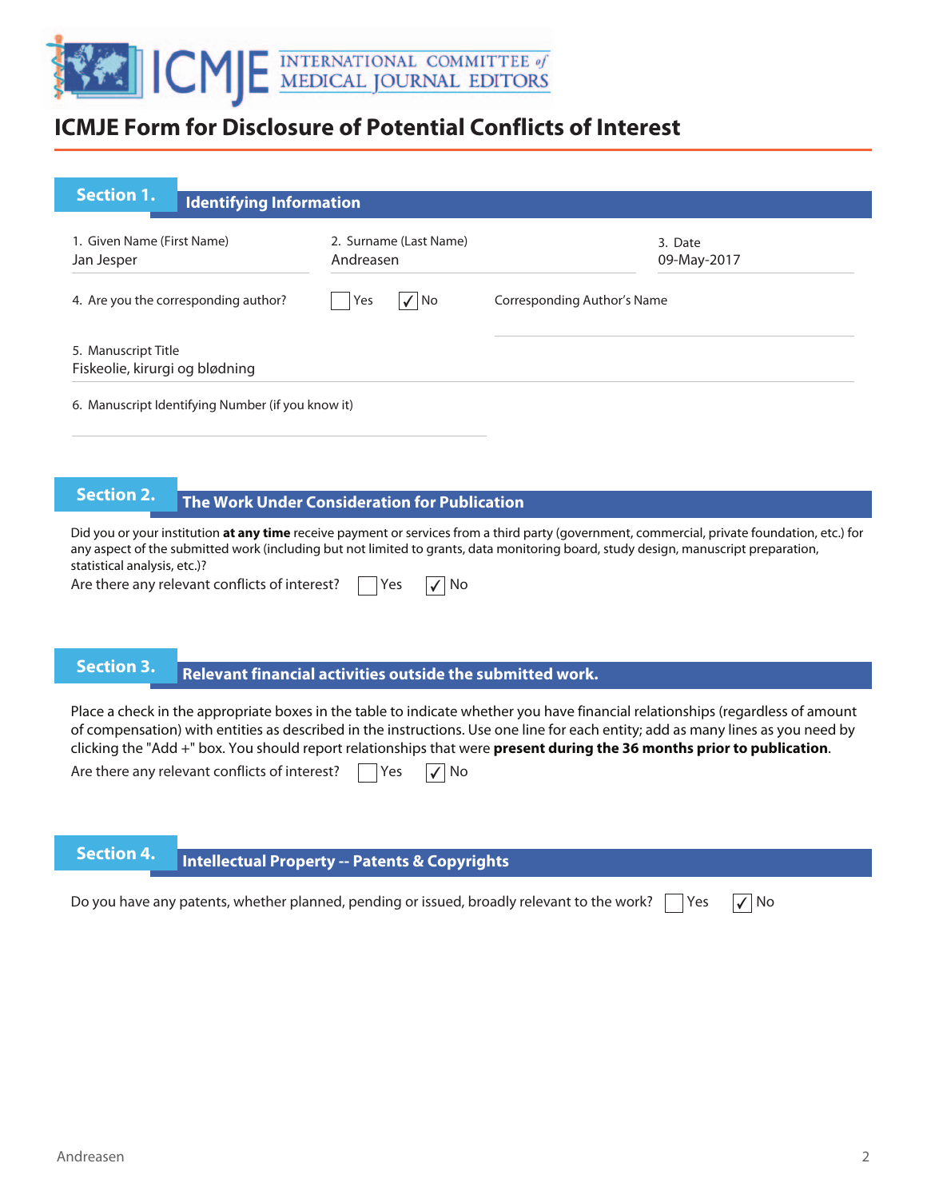# ICMJE Form for Disclosure of Potential Conflicts of Interest

## Section 1. Identifying Information

1. Given Name (First Name)
Jan Jesper

2. Surname (Last Name)
Andreasen

3. Date
09-May-2017

4. Are you the corresponding author? ☐ Yes ☑ No

Corresponding Author's Name

5. Manuscript Title
Fiskeolie, kirurgi og blødning

6. Manuscript Identifying Number (if you know it)

## Section 2. The Work Under Consideration for Publication

Did you or your institution **at any time** receive payment or services from a third party (government, commercial, private foundation, etc.) for any aspect of the submitted work (including but not limited to grants, data monitoring board, study design, manuscript preparation, statistical analysis, etc.)?

Are there any relevant conflicts of interest? ☐ Yes ☑ No

## Section 3. Relevant financial activities outside the submitted work.

Place a check in the appropriate boxes in the table to indicate whether you have financial relationships (regardless of amount of compensation) with entities as described in the instructions. Use one line for each entity; add as many lines as you need by clicking the "Add +" box. You should report relationships that were **present during the 36 months prior to publication**.

Are there any relevant conflicts of interest? ☐ Yes ☑ No

## Section 4. Intellectual Property -- Patents & Copyrights

Do you have any patents, whether planned, pending or issued, broadly relevant to the work? ☐ Yes ☑ No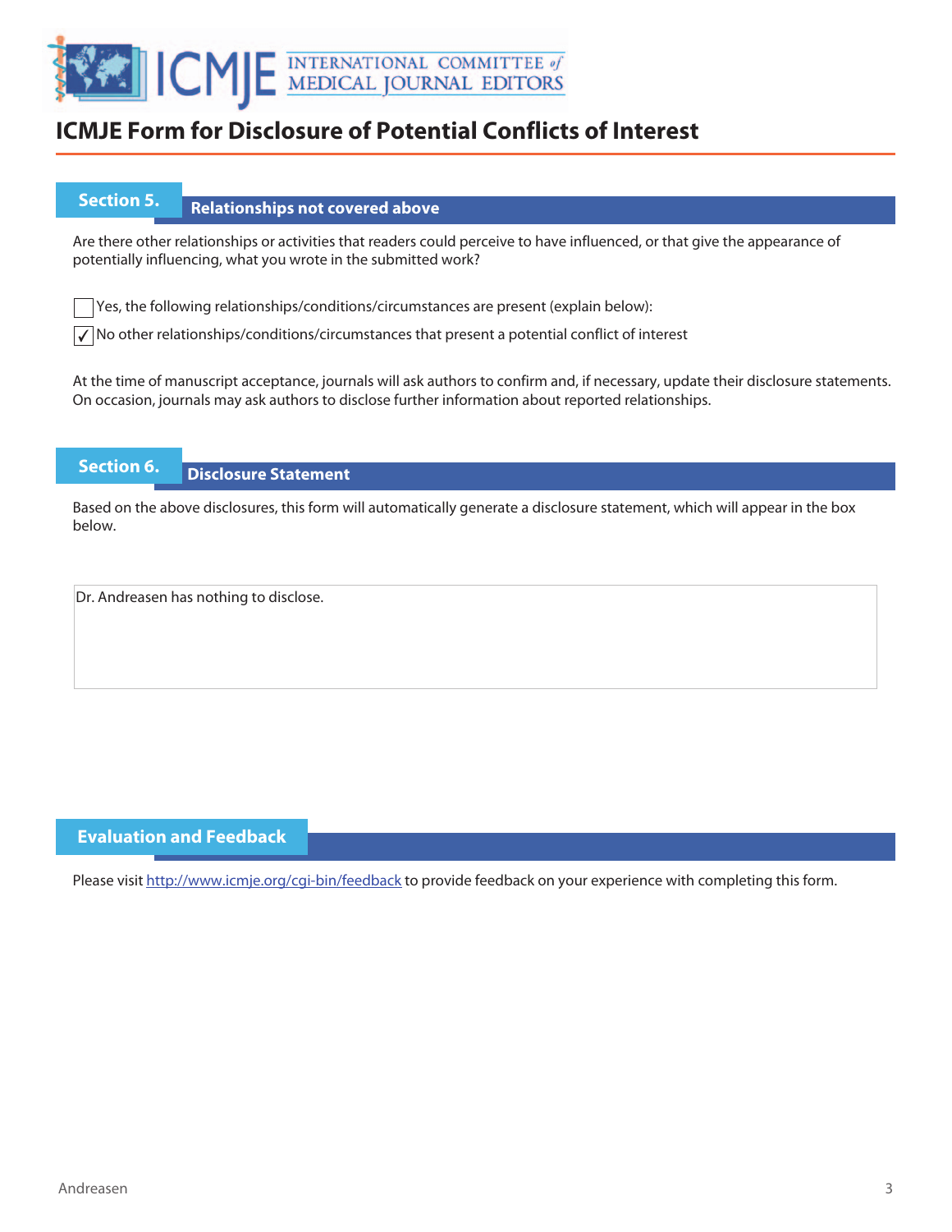# ICMJE Form for Disclosure of Potential Conflicts of Interest

## Section 5. Relationships not covered above

Are there other relationships or activities that readers could perceive to have influenced, or that give the appearance of potentially influencing, what you wrote in the submitted work?

☐ Yes, the following relationships/conditions/circumstances are present (explain below):

☑ No other relationships/conditions/circumstances that present a potential conflict of interest

At the time of manuscript acceptance, journals will ask authors to confirm and, if necessary, update their disclosure statements. On occasion, journals may ask authors to disclose further information about reported relationships.

## Section 6. Disclosure Statement

Based on the above disclosures, this form will automatically generate a disclosure statement, which will appear in the box below.

Dr. Andreasen has nothing to disclose.

## Evaluation and Feedback

Please visit http://www.icmje.org/cgi-bin/feedback to provide feedback on your experience with completing this form.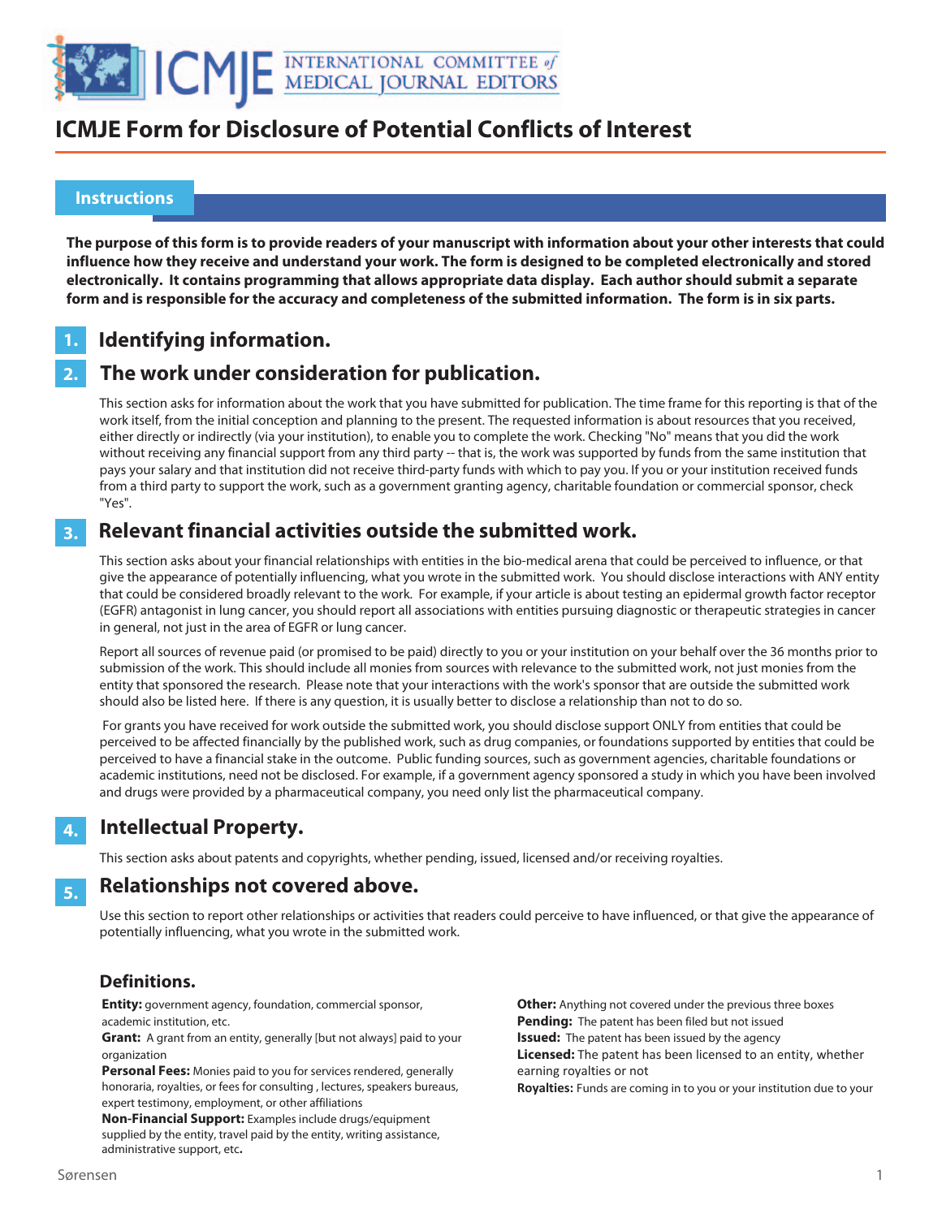# ICMJE Form for Disclosure of Potential Conflicts of Interest

## Instructions

**The purpose of this form is to provide readers of your manuscript with information about your other interests that could influence how they receive and understand your work. The form is designed to be completed electronically and stored electronically. It contains programming that allows appropriate data display. Each author should submit a separate form and is responsible for the accuracy and completeness of the submitted information. The form is in six parts.**

### 1. Identifying information.

### 2. The work under consideration for publication.

This section asks for information about the work that you have submitted for publication. The time frame for this reporting is that of the work itself, from the initial conception and planning to the present. The requested information is about resources that you received, either directly or indirectly (via your institution), to enable you to complete the work. Checking "No" means that you did the work without receiving any financial support from any third party -- that is, the work was supported by funds from the same institution that pays your salary and that institution did not receive third-party funds with which to pay you. If you or your institution received funds from a third party to support the work, such as a government granting agency, charitable foundation or commercial sponsor, check "Yes".

### 3. Relevant financial activities outside the submitted work.

This section asks about your financial relationships with entities in the bio-medical arena that could be perceived to influence, or that give the appearance of potentially influencing, what you wrote in the submitted work. You should disclose interactions with ANY entity that could be considered broadly relevant to the work. For example, if your article is about testing an epidermal growth factor receptor (EGFR) antagonist in lung cancer, you should report all associations with entities pursuing diagnostic or therapeutic strategies in cancer in general, not just in the area of EGFR or lung cancer.

Report all sources of revenue paid (or promised to be paid) directly to you or your institution on your behalf over the 36 months prior to submission of the work. This should include all monies from sources with relevance to the submitted work, not just monies from the entity that sponsored the research. Please note that your interactions with the work's sponsor that are outside the submitted work should also be listed here. If there is any question, it is usually better to disclose a relationship than not to do so.

For grants you have received for work outside the submitted work, you should disclose support ONLY from entities that could be perceived to be affected financially by the published work, such as drug companies, or foundations supported by entities that could be perceived to have a financial stake in the outcome. Public funding sources, such as government agencies, charitable foundations or academic institutions, need not be disclosed. For example, if a government agency sponsored a study in which you have been involved and drugs were provided by a pharmaceutical company, you need only list the pharmaceutical company.

### 4. Intellectual Property.

This section asks about patents and copyrights, whether pending, issued, licensed and/or receiving royalties.

### 5. Relationships not covered above.

Use this section to report other relationships or activities that readers could perceive to have influenced, or that give the appearance of potentially influencing, what you wrote in the submitted work.

### Definitions.

**Entity:** government agency, foundation, commercial sponsor, academic institution, etc.

**Grant:** A grant from an entity, generally [but not always] paid to your organization

**Personal Fees:** Monies paid to you for services rendered, generally honoraria, royalties, or fees for consulting , lectures, speakers bureaus, expert testimony, employment, or other affiliations

**Non-Financial Support:** Examples include drugs/equipment supplied by the entity, travel paid by the entity, writing assistance, administrative support, etc**.**

**Other:** Anything not covered under the previous three boxes

**Pending:** The patent has been filed but not issued

**Issued:** The patent has been issued by the agency

**Licensed:** The patent has been licensed to an entity, whether earning royalties or not

**Royalties:** Funds are coming in to you or your institution due to your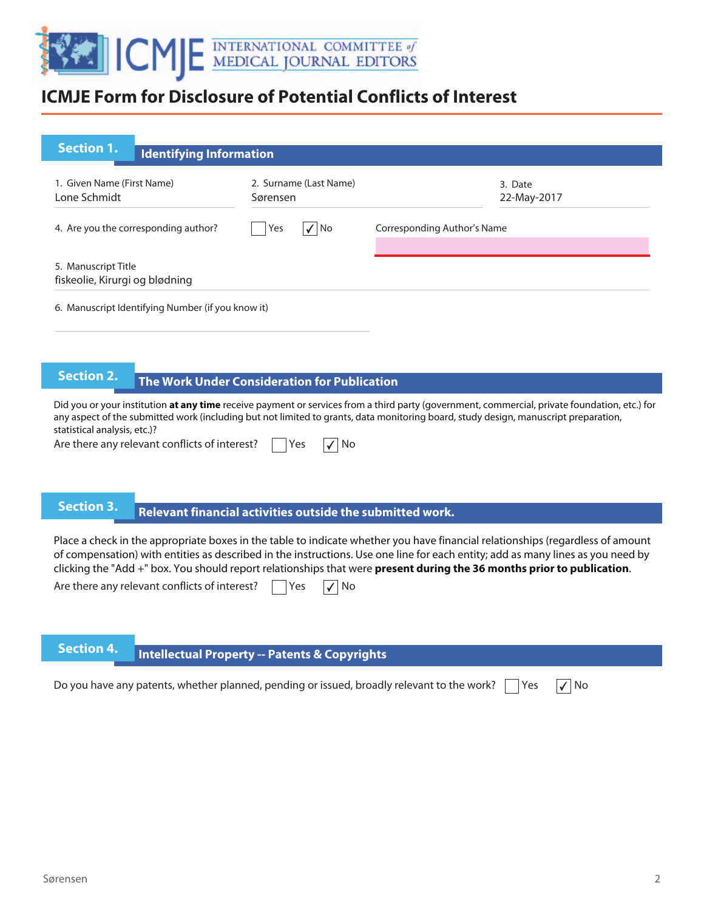# ICMJE Form for Disclosure of Potential Conflicts of Interest

## Section 1. Identifying Information

1. Given Name (First Name)
Lone Schmidt

2. Surname (Last Name)
Sørensen

3. Date
22-May-2017

4. Are you the corresponding author? ☐ Yes ☑ No

Corresponding Author's Name

5. Manuscript Title
fiskeolie, Kirurgi og blødning

6. Manuscript Identifying Number (if you know it)

## Section 2. The Work Under Consideration for Publication

Did you or your institution **at any time** receive payment or services from a third party (government, commercial, private foundation, etc.) for any aspect of the submitted work (including but not limited to grants, data monitoring board, study design, manuscript preparation, statistical analysis, etc.)?

Are there any relevant conflicts of interest? ☐ Yes ☑ No

## Section 3. Relevant financial activities outside the submitted work.

Place a check in the appropriate boxes in the table to indicate whether you have financial relationships (regardless of amount of compensation) with entities as described in the instructions. Use one line for each entity; add as many lines as you need by clicking the "Add +" box. You should report relationships that were **present during the 36 months prior to publication**.

Are there any relevant conflicts of interest? ☐ Yes ☑ No

## Section 4. Intellectual Property -- Patents & Copyrights

Do you have any patents, whether planned, pending or issued, broadly relevant to the work? ☐ Yes ☑ No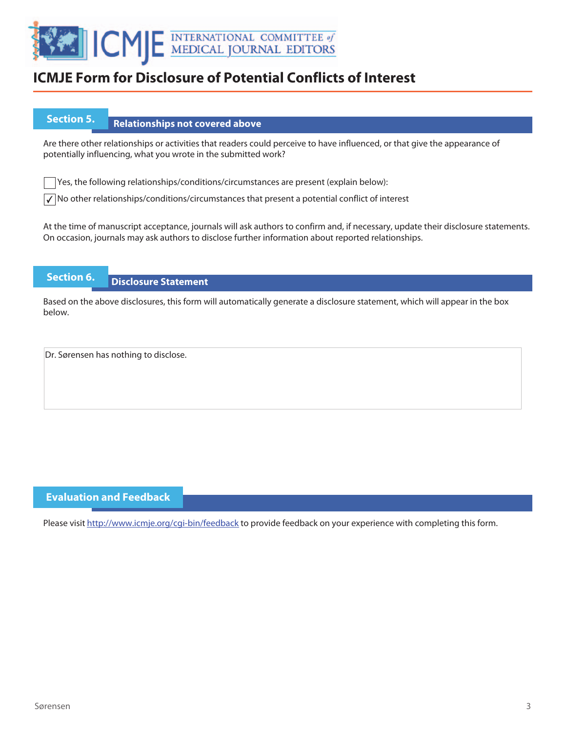# ICMJE Form for Disclosure of Potential Conflicts of Interest

## Section 5. Relationships not covered above

Are there other relationships or activities that readers could perceive to have influenced, or that give the appearance of potentially influencing, what you wrote in the submitted work?

☐ Yes, the following relationships/conditions/circumstances are present (explain below):

☑ No other relationships/conditions/circumstances that present a potential conflict of interest

At the time of manuscript acceptance, journals will ask authors to confirm and, if necessary, update their disclosure statements. On occasion, journals may ask authors to disclose further information about reported relationships.

## Section 6. Disclosure Statement

Based on the above disclosures, this form will automatically generate a disclosure statement, which will appear in the box below.

Dr. Sørensen has nothing to disclose.

## Evaluation and Feedback

Please visit http://www.icmje.org/cgi-bin/feedback to provide feedback on your experience with completing this form.